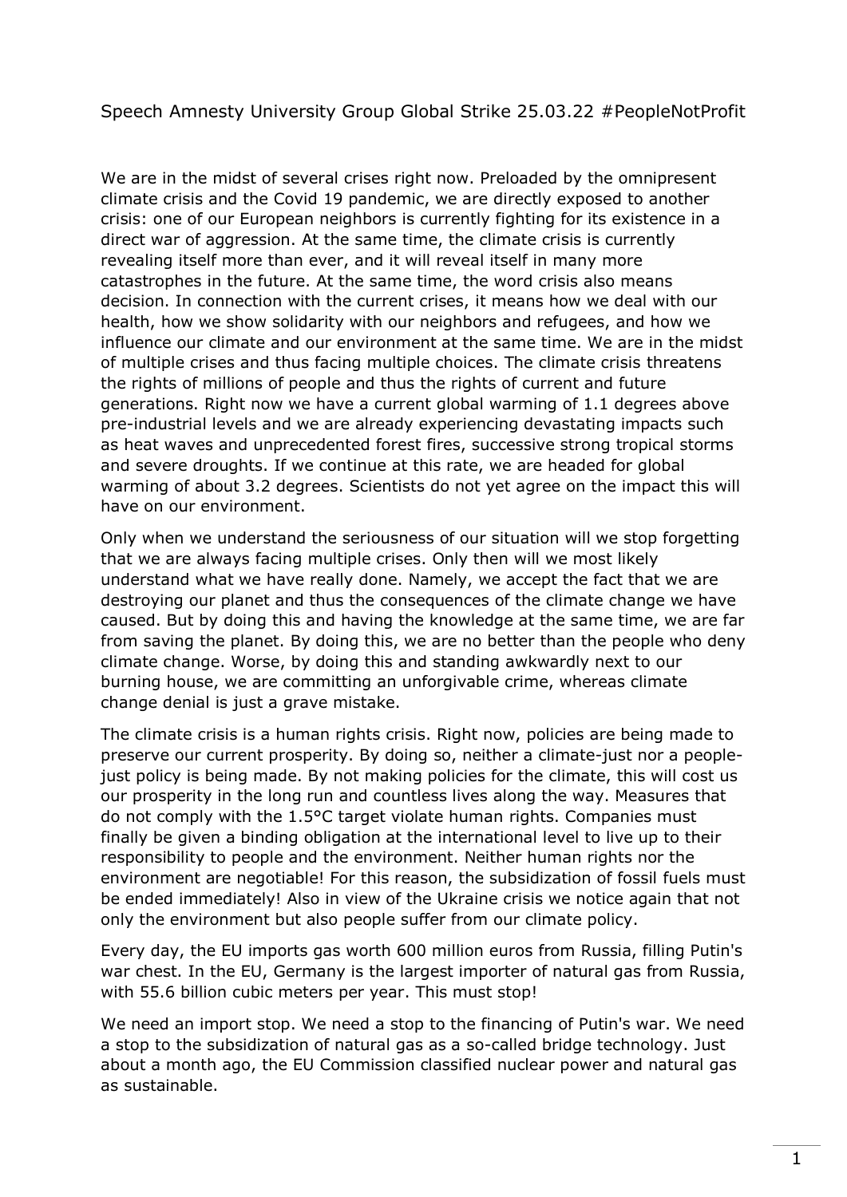Speech Amnesty University Group Global Strike 25.03.22 #PeopleNotProfit

We are in the midst of several crises right now. Preloaded by the omnipresent climate crisis and the Covid 19 pandemic, we are directly exposed to another crisis: one of our European neighbors is currently fighting for its existence in a direct war of aggression. At the same time, the climate crisis is currently revealing itself more than ever, and it will reveal itself in many more catastrophes in the future. At the same time, the word crisis also means decision. In connection with the current crises, it means how we deal with our health, how we show solidarity with our neighbors and refugees, and how we influence our climate and our environment at the same time. We are in the midst of multiple crises and thus facing multiple choices. The climate crisis threatens the rights of millions of people and thus the rights of current and future generations. Right now we have a current global warming of 1.1 degrees above pre-industrial levels and we are already experiencing devastating impacts such as heat waves and unprecedented forest fires, successive strong tropical storms and severe droughts. If we continue at this rate, we are headed for global warming of about 3.2 degrees. Scientists do not yet agree on the impact this will have on our environment.

Only when we understand the seriousness of our situation will we stop forgetting that we are always facing multiple crises. Only then will we most likely understand what we have really done. Namely, we accept the fact that we are destroying our planet and thus the consequences of the climate change we have caused. But by doing this and having the knowledge at the same time, we are far from saving the planet. By doing this, we are no better than the people who deny climate change. Worse, by doing this and standing awkwardly next to our burning house, we are committing an unforgivable crime, whereas climate change denial is just a grave mistake.

The climate crisis is a human rights crisis. Right now, policies are being made to preserve our current prosperity. By doing so, neither a climate-just nor a people-just policy is being made. By not making policies for the climate, this will cost us our prosperity in the long run and countless lives along the way. Measures that do not comply with the 1.5°C target violate human rights. Companies must finally be given a binding obligation at the international level to live up to their responsibility to people and the environment. Neither human rights nor the environment are negotiable! For this reason, the subsidization of fossil fuels must be ended immediately! Also in view of the Ukraine crisis we notice again that not only the environment but also people suffer from our climate policy.

Every day, the EU imports gas worth 600 million euros from Russia, filling Putin's war chest. In the EU, Germany is the largest importer of natural gas from Russia, with 55.6 billion cubic meters per year. This must stop!

We need an import stop. We need a stop to the financing of Putin's war. We need a stop to the subsidization of natural gas as a so-called bridge technology. Just about a month ago, the EU Commission classified nuclear power and natural gas as sustainable.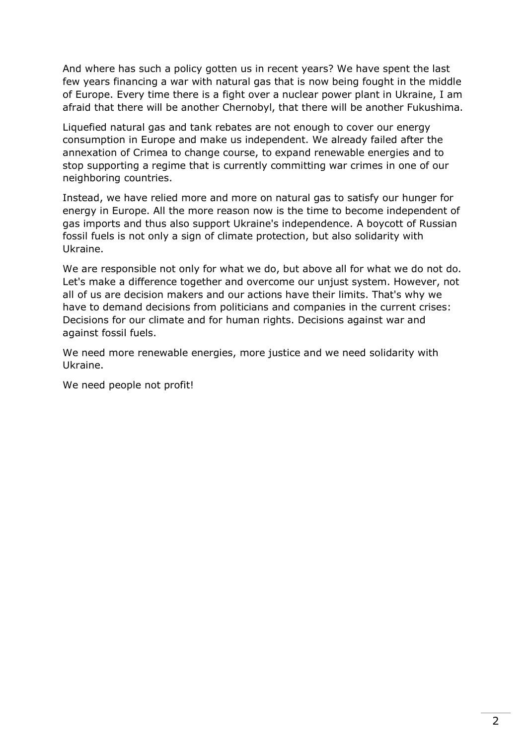And where has such a policy gotten us in recent years? We have spent the last few years financing a war with natural gas that is now being fought in the middle of Europe. Every time there is a fight over a nuclear power plant in Ukraine, I am afraid that there will be another Chernobyl, that there will be another Fukushima.

Liquefied natural gas and tank rebates are not enough to cover our energy consumption in Europe and make us independent. We already failed after the annexation of Crimea to change course, to expand renewable energies and to stop supporting a regime that is currently committing war crimes in one of our neighboring countries.

Instead, we have relied more and more on natural gas to satisfy our hunger for energy in Europe. All the more reason now is the time to become independent of gas imports and thus also support Ukraine's independence. A boycott of Russian fossil fuels is not only a sign of climate protection, but also solidarity with Ukraine.

We are responsible not only for what we do, but above all for what we do not do. Let's make a difference together and overcome our unjust system. However, not all of us are decision makers and our actions have their limits. That's why we have to demand decisions from politicians and companies in the current crises: Decisions for our climate and for human rights. Decisions against war and against fossil fuels.

We need more renewable energies, more justice and we need solidarity with Ukraine.

We need people not profit!